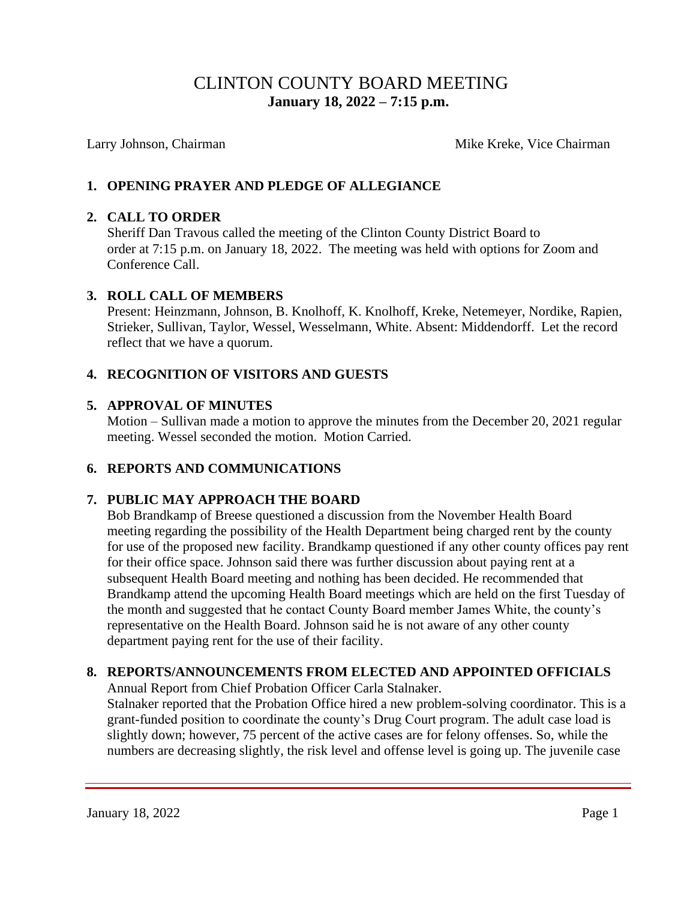# CLINTON COUNTY BOARD MEETING
**January 18, 2022 – 7:15 p.m.**

Larry Johnson, Chairman | Mike Kreke, Vice Chairman

## 1. OPENING PRAYER AND PLEDGE OF ALLEGIANCE

## 2. CALL TO ORDER

Sheriff Dan Travous called the meeting of the Clinton County District Board to order at 7:15 p.m. on January 18, 2022. The meeting was held with options for Zoom and Conference Call.

## 3. ROLL CALL OF MEMBERS

Present: Heinzmann, Johnson, B. Knolhoff, K. Knolhoff, Kreke, Netemeyer, Nordike, Rapien, Strieker, Sullivan, Taylor, Wessel, Wesselmann, White. Absent: Middendorff. Let the record reflect that we have a quorum.

## 4. RECOGNITION OF VISITORS AND GUESTS

## 5. APPROVAL OF MINUTES

Motion – Sullivan made a motion to approve the minutes from the December 20, 2021 regular meeting. Wessel seconded the motion. Motion Carried.

## 6. REPORTS AND COMMUNICATIONS

## 7. PUBLIC MAY APPROACH THE BOARD

Bob Brandkamp of Breese questioned a discussion from the November Health Board meeting regarding the possibility of the Health Department being charged rent by the county for use of the proposed new facility. Brandkamp questioned if any other county offices pay rent for their office space. Johnson said there was further discussion about paying rent at a subsequent Health Board meeting and nothing has been decided. He recommended that Brandkamp attend the upcoming Health Board meetings which are held on the first Tuesday of the month and suggested that he contact County Board member James White, the county's representative on the Health Board. Johnson said he is not aware of any other county department paying rent for the use of their facility.

## 8. REPORTS/ANNOUNCEMENTS FROM ELECTED AND APPOINTED OFFICIALS

Annual Report from Chief Probation Officer Carla Stalnaker.

Stalnaker reported that the Probation Office hired a new problem-solving coordinator. This is a grant-funded position to coordinate the county's Drug Court program. The adult case load is slightly down; however, 75 percent of the active cases are for felony offenses. So, while the numbers are decreasing slightly, the risk level and offense level is going up. The juvenile case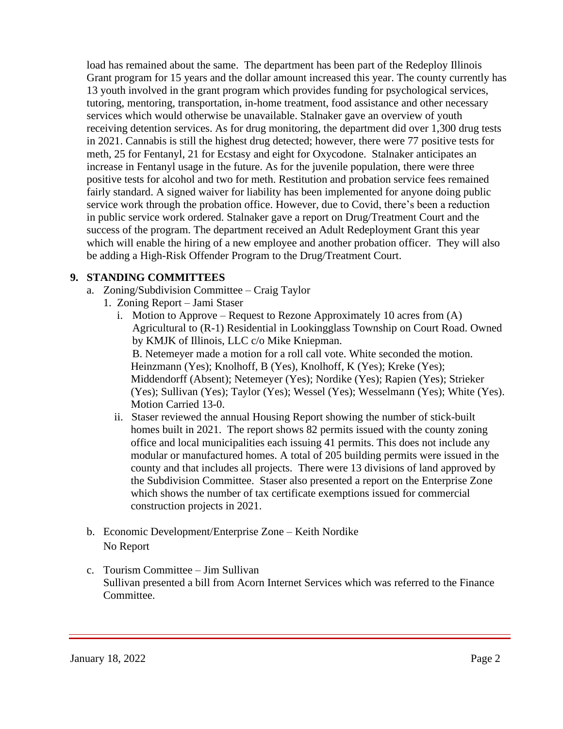load has remained about the same. The department has been part of the Redeploy Illinois Grant program for 15 years and the dollar amount increased this year. The county currently has 13 youth involved in the grant program which provides funding for psychological services, tutoring, mentoring, transportation, in-home treatment, food assistance and other necessary services which would otherwise be unavailable. Stalnaker gave an overview of youth receiving detention services. As for drug monitoring, the department did over 1,300 drug tests in 2021. Cannabis is still the highest drug detected; however, there were 77 positive tests for meth, 25 for Fentanyl, 21 for Ecstasy and eight for Oxycodone. Stalnaker anticipates an increase in Fentanyl usage in the future. As for the juvenile population, there were three positive tests for alcohol and two for meth. Restitution and probation service fees remained fairly standard. A signed waiver for liability has been implemented for anyone doing public service work through the probation office. However, due to Covid, there's been a reduction in public service work ordered. Stalnaker gave a report on Drug/Treatment Court and the success of the program. The department received an Adult Redeployment Grant this year which will enable the hiring of a new employee and another probation officer. They will also be adding a High-Risk Offender Program to the Drug/Treatment Court.

**9. STANDING COMMITTEES**

a. Zoning/Subdivision Committee – Craig Taylor

1. Zoning Report – Jami Staser

   i. Motion to Approve – Request to Rezone Approximately 10 acres from (A) Agricultural to (R-1) Residential in Lookingglass Township on Court Road. Owned by KMJK of Illinois, LLC c/o Mike Kniepman.
   B. Netemeyer made a motion for a roll call vote. White seconded the motion. Heinzmann (Yes); Knolhoff, B (Yes), Knolhoff, K (Yes); Kreke (Yes); Middendorff (Absent); Netemeyer (Yes); Nordike (Yes); Rapien (Yes); Strieker (Yes); Sullivan (Yes); Taylor (Yes); Wessel (Yes); Wesselmann (Yes); White (Yes). Motion Carried 13-0.

   ii. Staser reviewed the annual Housing Report showing the number of stick-built homes built in 2021. The report shows 82 permits issued with the county zoning office and local municipalities each issuing 41 permits. This does not include any modular or manufactured homes. A total of 205 building permits were issued in the county and that includes all projects. There were 13 divisions of land approved by the Subdivision Committee. Staser also presented a report on the Enterprise Zone which shows the number of tax certificate exemptions issued for commercial construction projects in 2021.

b. Economic Development/Enterprise Zone – Keith Nordike
No Report

c. Tourism Committee – Jim Sullivan
Sullivan presented a bill from Acorn Internet Services which was referred to the Finance Committee.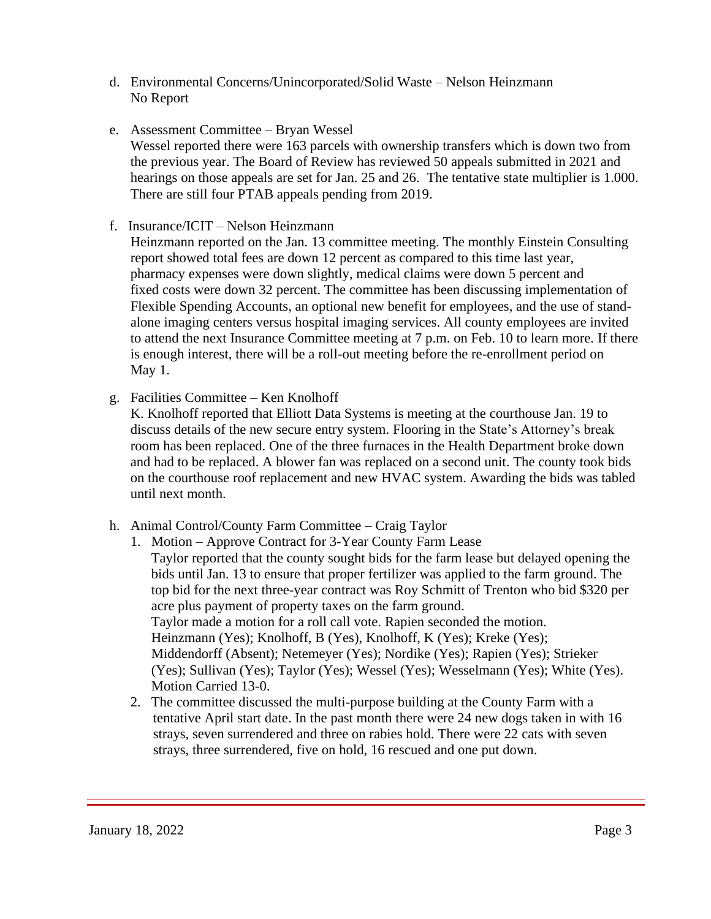d. Environmental Concerns/Unincorporated/Solid Waste – Nelson Heinzmann
   No Report

e. Assessment Committee – Bryan Wessel
   Wessel reported there were 163 parcels with ownership transfers which is down two from the previous year. The Board of Review has reviewed 50 appeals submitted in 2021 and hearings on those appeals are set for Jan. 25 and 26. The tentative state multiplier is 1.000. There are still four PTAB appeals pending from 2019.

f. Insurance/ICIT – Nelson Heinzmann
   Heinzmann reported on the Jan. 13 committee meeting. The monthly Einstein Consulting report showed total fees are down 12 percent as compared to this time last year, pharmacy expenses were down slightly, medical claims were down 5 percent and fixed costs were down 32 percent. The committee has been discussing implementation of Flexible Spending Accounts, an optional new benefit for employees, and the use of stand-alone imaging centers versus hospital imaging services. All county employees are invited to attend the next Insurance Committee meeting at 7 p.m. on Feb. 10 to learn more. If there is enough interest, there will be a roll-out meeting before the re-enrollment period on May 1.

g. Facilities Committee – Ken Knolhoff
   K. Knolhoff reported that Elliott Data Systems is meeting at the courthouse Jan. 19 to discuss details of the new secure entry system. Flooring in the State's Attorney's break room has been replaced. One of the three furnaces in the Health Department broke down and had to be replaced. A blower fan was replaced on a second unit. The county took bids on the courthouse roof replacement and new HVAC system. Awarding the bids was tabled until next month.

h. Animal Control/County Farm Committee – Craig Taylor
   1. Motion – Approve Contract for 3-Year County Farm Lease
      Taylor reported that the county sought bids for the farm lease but delayed opening the bids until Jan. 13 to ensure that proper fertilizer was applied to the farm ground. The top bid for the next three-year contract was Roy Schmitt of Trenton who bid $320 per acre plus payment of property taxes on the farm ground.
      Taylor made a motion for a roll call vote. Rapien seconded the motion.
      Heinzmann (Yes); Knolhoff, B (Yes), Knolhoff, K (Yes); Kreke (Yes); Middendorff (Absent); Netemeyer (Yes); Nordike (Yes); Rapien (Yes); Strieker (Yes); Sullivan (Yes); Taylor (Yes); Wessel (Yes); Wesselmann (Yes); White (Yes).
      Motion Carried 13-0.
   2. The committee discussed the multi-purpose building at the County Farm with a tentative April start date. In the past month there were 24 new dogs taken in with 16 strays, seven surrendered and three on rabies hold. There were 22 cats with seven strays, three surrendered, five on hold, 16 rescued and one put down.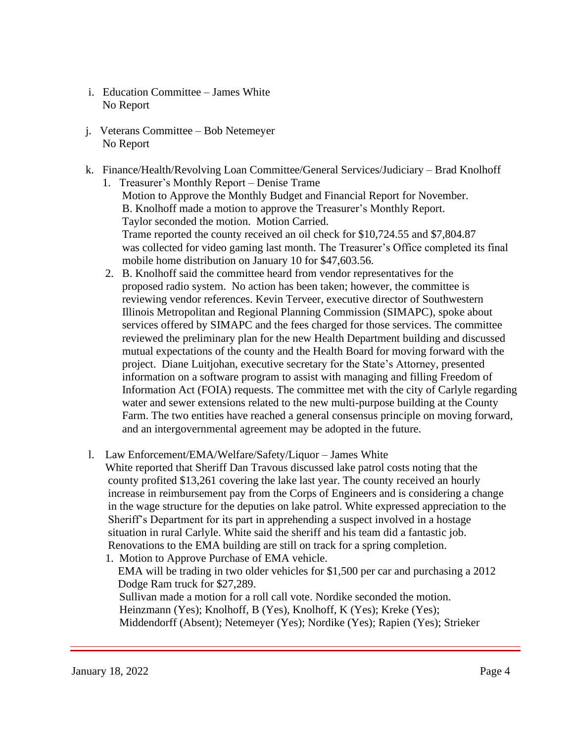i. Education Committee – James White
   No Report

j. Veterans Committee – Bob Netemeyer
   No Report

k. Finance/Health/Revolving Loan Committee/General Services/Judiciary – Brad Knolhoff

   1. Treasurer's Monthly Report – Denise Trame
      Motion to Approve the Monthly Budget and Financial Report for November.
      B. Knolhoff made a motion to approve the Treasurer's Monthly Report.
      Taylor seconded the motion. Motion Carried.
      Trame reported the county received an oil check for $10,724.55 and $7,804.87 was collected for video gaming last month. The Treasurer's Office completed its final mobile home distribution on January 10 for $47,603.56.

   2. B. Knolhoff said the committee heard from vendor representatives for the proposed radio system. No action has been taken; however, the committee is reviewing vendor references. Kevin Terveer, executive director of Southwestern Illinois Metropolitan and Regional Planning Commission (SIMAPC), spoke about services offered by SIMAPC and the fees charged for those services. The committee reviewed the preliminary plan for the new Health Department building and discussed mutual expectations of the county and the Health Board for moving forward with the project. Diane Luitjohan, executive secretary for the State's Attorney, presented information on a software program to assist with managing and filling Freedom of Information Act (FOIA) requests. The committee met with the city of Carlyle regarding water and sewer extensions related to the new multi-purpose building at the County Farm. The two entities have reached a general consensus principle on moving forward, and an intergovernmental agreement may be adopted in the future.

l. Law Enforcement/EMA/Welfare/Safety/Liquor – James White
   White reported that Sheriff Dan Travous discussed lake patrol costs noting that the county profited $13,261 covering the lake last year. The county received an hourly increase in reimbursement pay from the Corps of Engineers and is considering a change in the wage structure for the deputies on lake patrol. White expressed appreciation to the Sheriff's Department for its part in apprehending a suspect involved in a hostage situation in rural Carlyle. White said the sheriff and his team did a fantastic job. Renovations to the EMA building are still on track for a spring completion.

   1. Motion to Approve Purchase of EMA vehicle.
      EMA will be trading in two older vehicles for $1,500 per car and purchasing a 2012 Dodge Ram truck for $27,289.
      Sullivan made a motion for a roll call vote. Nordike seconded the motion.
      Heinzmann (Yes); Knolhoff, B (Yes), Knolhoff, K (Yes); Kreke (Yes); Middendorff (Absent); Netemeyer (Yes); Nordike (Yes); Rapien (Yes); Strieker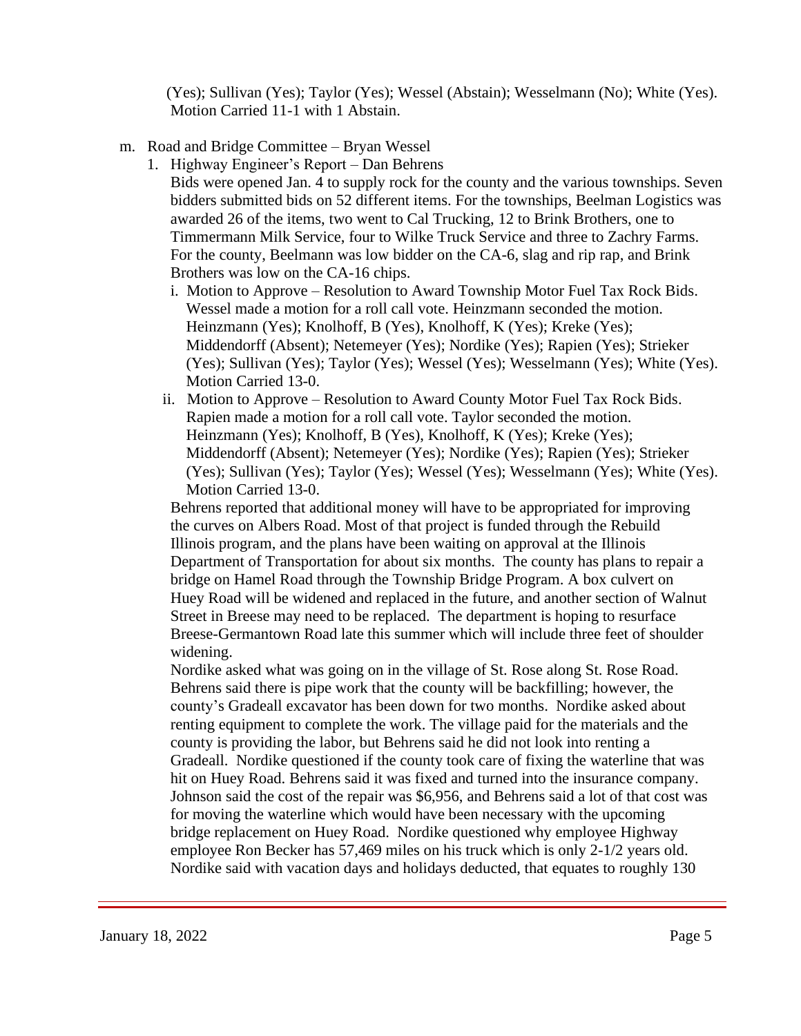(Yes); Sullivan (Yes); Taylor (Yes); Wessel (Abstain); Wesselmann (No); White (Yes). Motion Carried 11-1 with 1 Abstain.

m. Road and Bridge Committee – Bryan Wessel
   1. Highway Engineer's Report – Dan Behrens

      Bids were opened Jan. 4 to supply rock for the county and the various townships. Seven bidders submitted bids on 52 different items. For the townships, Beelman Logistics was awarded 26 of the items, two went to Cal Trucking, 12 to Brink Brothers, one to Timmermann Milk Service, four to Wilke Truck Service and three to Zachry Farms. For the county, Beelmann was low bidder on the CA-6, slag and rip rap, and Brink Brothers was low on the CA-16 chips.

      i. Motion to Approve – Resolution to Award Township Motor Fuel Tax Rock Bids. Wessel made a motion for a roll call vote. Heinzmann seconded the motion. Heinzmann (Yes); Knolhoff, B (Yes), Knolhoff, K (Yes); Kreke (Yes); Middendorff (Absent); Netemeyer (Yes); Nordike (Yes); Rapien (Yes); Strieker (Yes); Sullivan (Yes); Taylor (Yes); Wessel (Yes); Wesselmann (Yes); White (Yes). Motion Carried 13-0.

      ii. Motion to Approve – Resolution to Award County Motor Fuel Tax Rock Bids. Rapien made a motion for a roll call vote. Taylor seconded the motion. Heinzmann (Yes); Knolhoff, B (Yes), Knolhoff, K (Yes); Kreke (Yes); Middendorff (Absent); Netemeyer (Yes); Nordike (Yes); Rapien (Yes); Strieker (Yes); Sullivan (Yes); Taylor (Yes); Wessel (Yes); Wesselmann (Yes); White (Yes). Motion Carried 13-0.

      Behrens reported that additional money will have to be appropriated for improving the curves on Albers Road. Most of that project is funded through the Rebuild Illinois program, and the plans have been waiting on approval at the Illinois Department of Transportation for about six months. The county has plans to repair a bridge on Hamel Road through the Township Bridge Program. A box culvert on Huey Road will be widened and replaced in the future, and another section of Walnut Street in Breese may need to be replaced. The department is hoping to resurface Breese-Germantown Road late this summer which will include three feet of shoulder widening.

      Nordike asked what was going on in the village of St. Rose along St. Rose Road. Behrens said there is pipe work that the county will be backfilling; however, the county's Gradeall excavator has been down for two months. Nordike asked about renting equipment to complete the work. The village paid for the materials and the county is providing the labor, but Behrens said he did not look into renting a Gradeall. Nordike questioned if the county took care of fixing the waterline that was hit on Huey Road. Behrens said it was fixed and turned into the insurance company. Johnson said the cost of the repair was $6,956, and Behrens said a lot of that cost was for moving the waterline which would have been necessary with the upcoming bridge replacement on Huey Road. Nordike questioned why employee Highway employee Ron Becker has 57,469 miles on his truck which is only 2-1/2 years old. Nordike said with vacation days and holidays deducted, that equates to roughly 130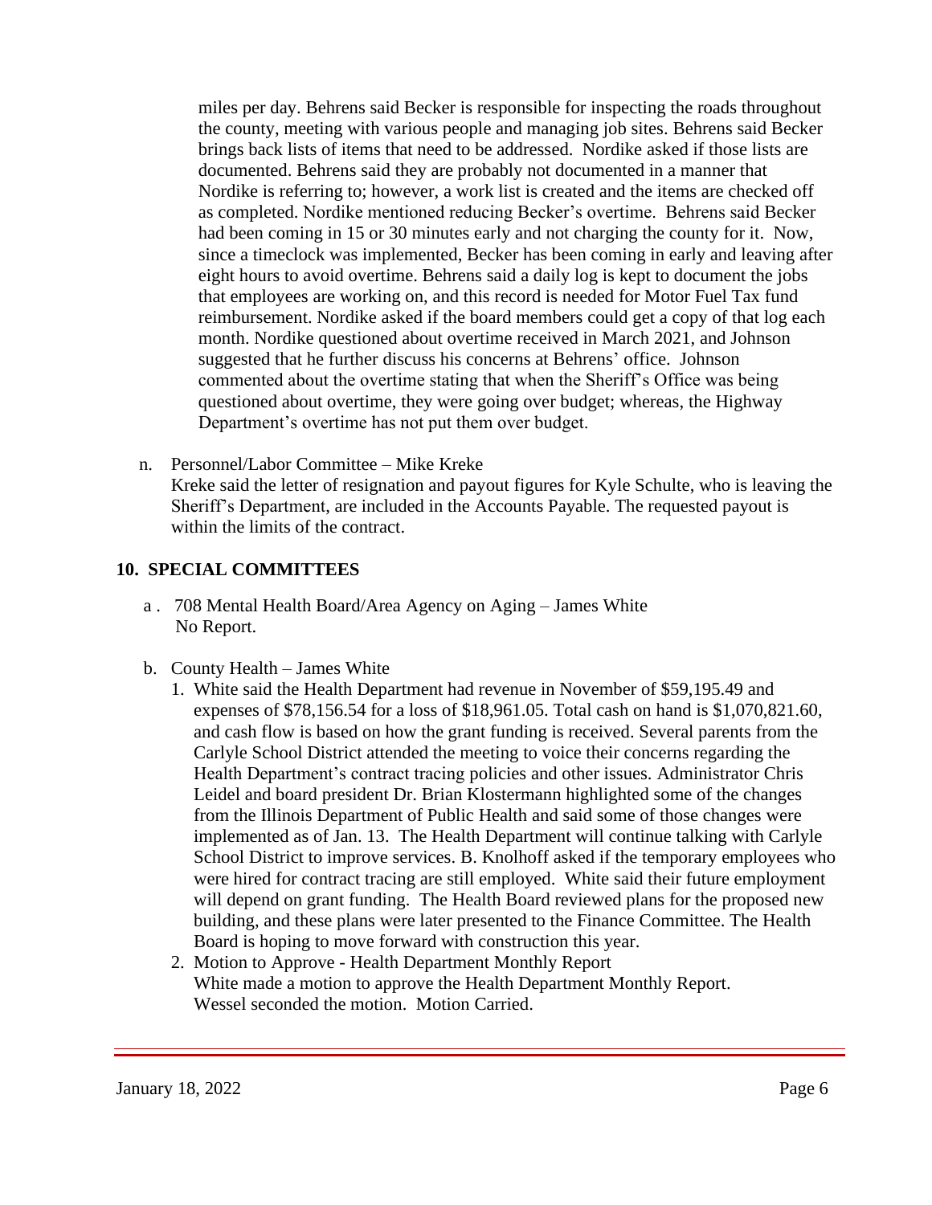miles per day. Behrens said Becker is responsible for inspecting the roads throughout the county, meeting with various people and managing job sites. Behrens said Becker brings back lists of items that need to be addressed. Nordike asked if those lists are documented. Behrens said they are probably not documented in a manner that Nordike is referring to; however, a work list is created and the items are checked off as completed. Nordike mentioned reducing Becker's overtime. Behrens said Becker had been coming in 15 or 30 minutes early and not charging the county for it. Now, since a timeclock was implemented, Becker has been coming in early and leaving after eight hours to avoid overtime. Behrens said a daily log is kept to document the jobs that employees are working on, and this record is needed for Motor Fuel Tax fund reimbursement. Nordike asked if the board members could get a copy of that log each month. Nordike questioned about overtime received in March 2021, and Johnson suggested that he further discuss his concerns at Behrens' office. Johnson commented about the overtime stating that when the Sheriff's Office was being questioned about overtime, they were going over budget; whereas, the Highway Department's overtime has not put them over budget.

n. Personnel/Labor Committee – Mike Kreke
Kreke said the letter of resignation and payout figures for Kyle Schulte, who is leaving the Sheriff's Department, are included in the Accounts Payable. The requested payout is within the limits of the contract.

## 10. SPECIAL COMMITTEES

a. 708 Mental Health Board/Area Agency on Aging – James White
No Report.

b. County Health – James White

1. White said the Health Department had revenue in November of $59,195.49 and expenses of $78,156.54 for a loss of $18,961.05. Total cash on hand is $1,070,821.60, and cash flow is based on how the grant funding is received. Several parents from the Carlyle School District attended the meeting to voice their concerns regarding the Health Department's contract tracing policies and other issues. Administrator Chris Leidel and board president Dr. Brian Klostermann highlighted some of the changes from the Illinois Department of Public Health and said some of those changes were implemented as of Jan. 13. The Health Department will continue talking with Carlyle School District to improve services. B. Knolhoff asked if the temporary employees who were hired for contract tracing are still employed. White said their future employment will depend on grant funding. The Health Board reviewed plans for the proposed new building, and these plans were later presented to the Finance Committee. The Health Board is hoping to move forward with construction this year.
2. Motion to Approve - Health Department Monthly Report
White made a motion to approve the Health Department Monthly Report. Wessel seconded the motion. Motion Carried.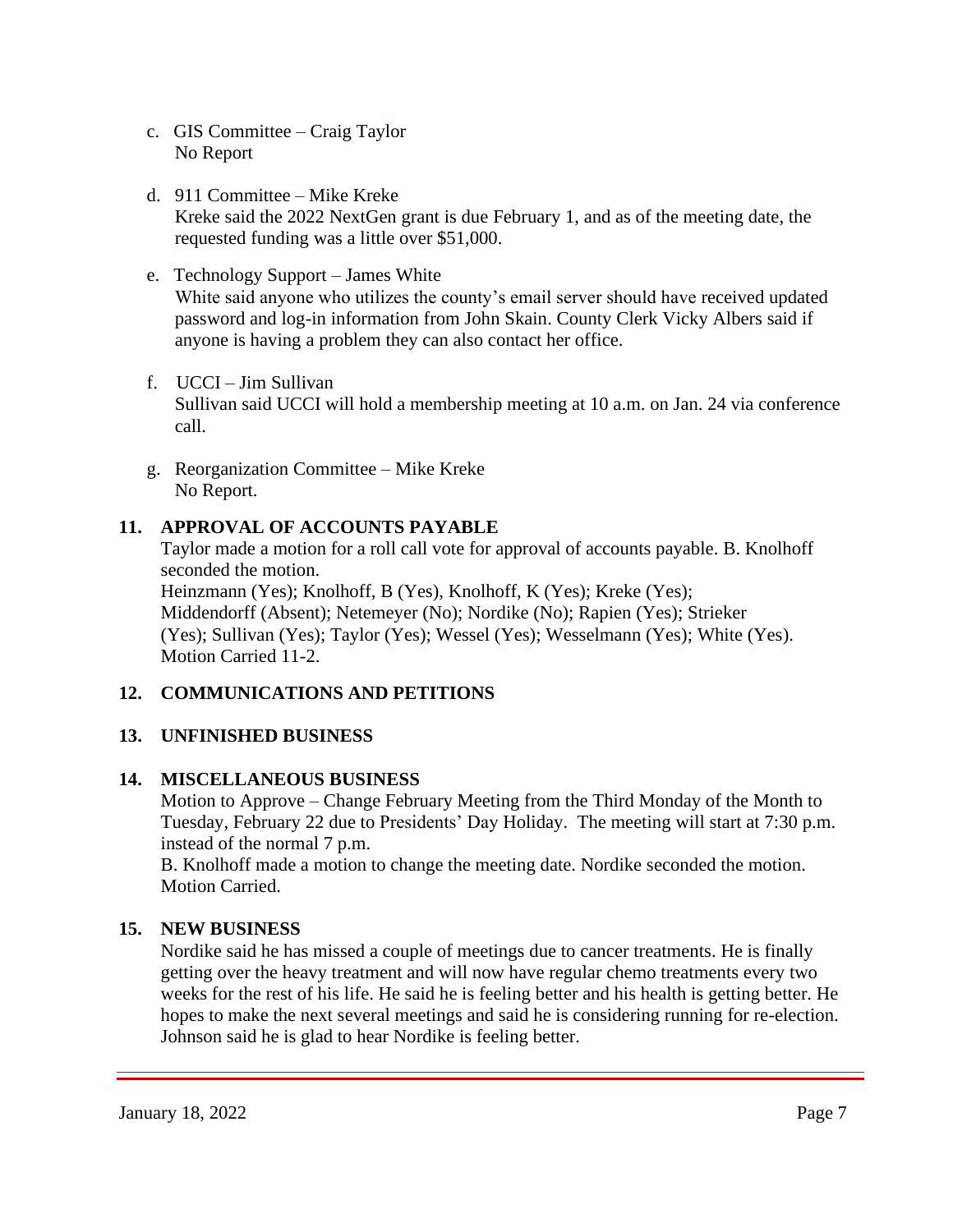c. GIS Committee – Craig Taylor
   No Report

d. 911 Committee – Mike Kreke
   Kreke said the 2022 NextGen grant is due February 1, and as of the meeting date, the requested funding was a little over $51,000.

e. Technology Support – James White
   White said anyone who utilizes the county's email server should have received updated password and log-in information from John Skain. County Clerk Vicky Albers said if anyone is having a problem they can also contact her office.

f. UCCI – Jim Sullivan
   Sullivan said UCCI will hold a membership meeting at 10 a.m. on Jan. 24 via conference call.

g. Reorganization Committee – Mike Kreke
   No Report.

## 11. APPROVAL OF ACCOUNTS PAYABLE

Taylor made a motion for a roll call vote for approval of accounts payable. B. Knolhoff seconded the motion.
Heinzmann (Yes); Knolhoff, B (Yes), Knolhoff, K (Yes); Kreke (Yes); Middendorff (Absent); Netemeyer (No); Nordike (No); Rapien (Yes); Strieker (Yes); Sullivan (Yes); Taylor (Yes); Wessel (Yes); Wesselmann (Yes); White (Yes).
Motion Carried 11-2.

## 12. COMMUNICATIONS AND PETITIONS

## 13. UNFINISHED BUSINESS

## 14. MISCELLANEOUS BUSINESS

Motion to Approve – Change February Meeting from the Third Monday of the Month to Tuesday, February 22 due to Presidents' Day Holiday. The meeting will start at 7:30 p.m. instead of the normal 7 p.m.
B. Knolhoff made a motion to change the meeting date. Nordike seconded the motion.
Motion Carried.

## 15. NEW BUSINESS

Nordike said he has missed a couple of meetings due to cancer treatments. He is finally getting over the heavy treatment and will now have regular chemo treatments every two weeks for the rest of his life. He said he is feeling better and his health is getting better. He hopes to make the next several meetings and said he is considering running for re-election. Johnson said he is glad to hear Nordike is feeling better.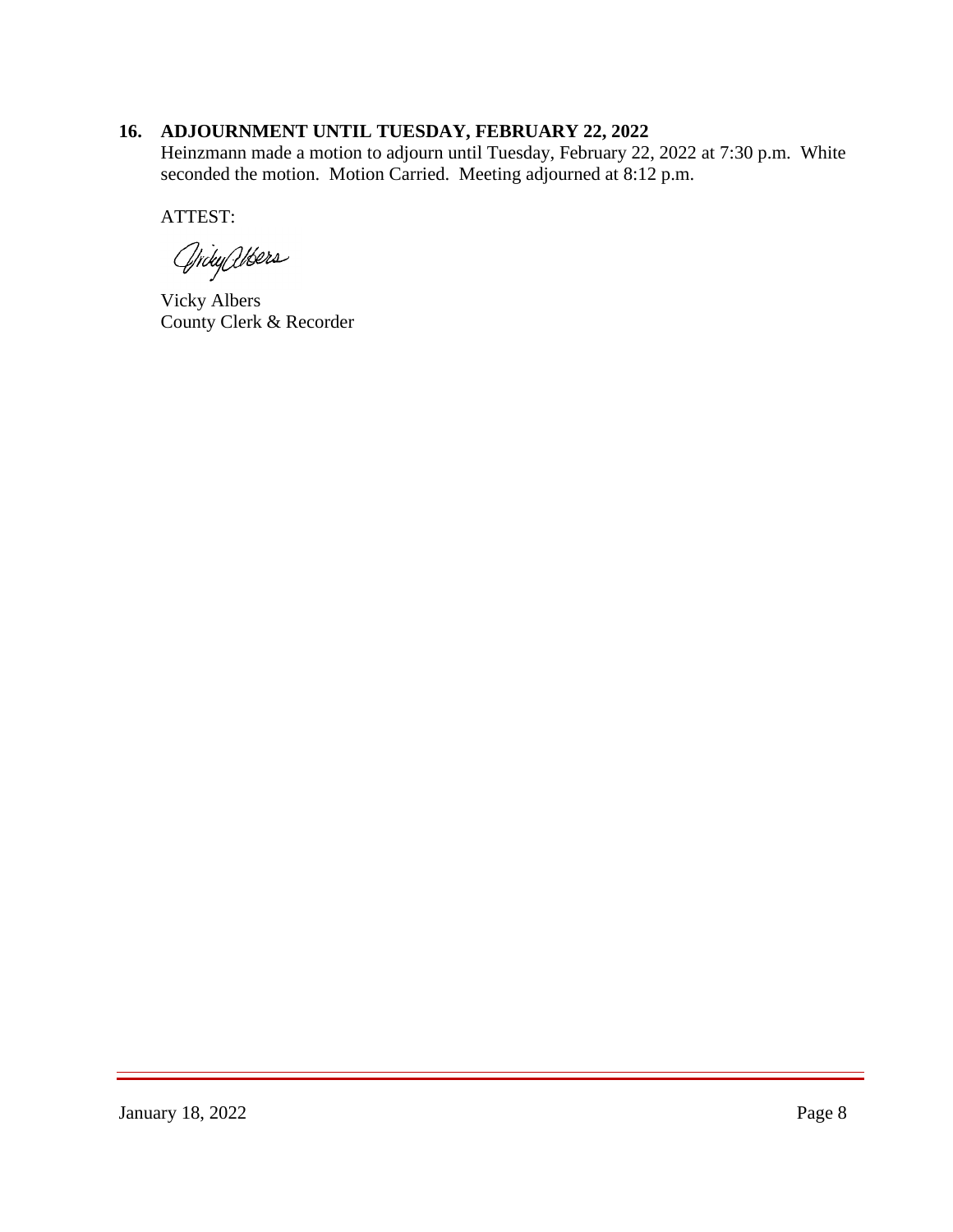**16. ADJOURNMENT UNTIL TUESDAY, FEBRUARY 22, 2022**

Heinzmann made a motion to adjourn until Tuesday, February 22, 2022 at 7:30 p.m. White seconded the motion. Motion Carried. Meeting adjourned at 8:12 p.m.

ATTEST:

Vicky Albers

Vicky Albers
County Clerk & Recorder